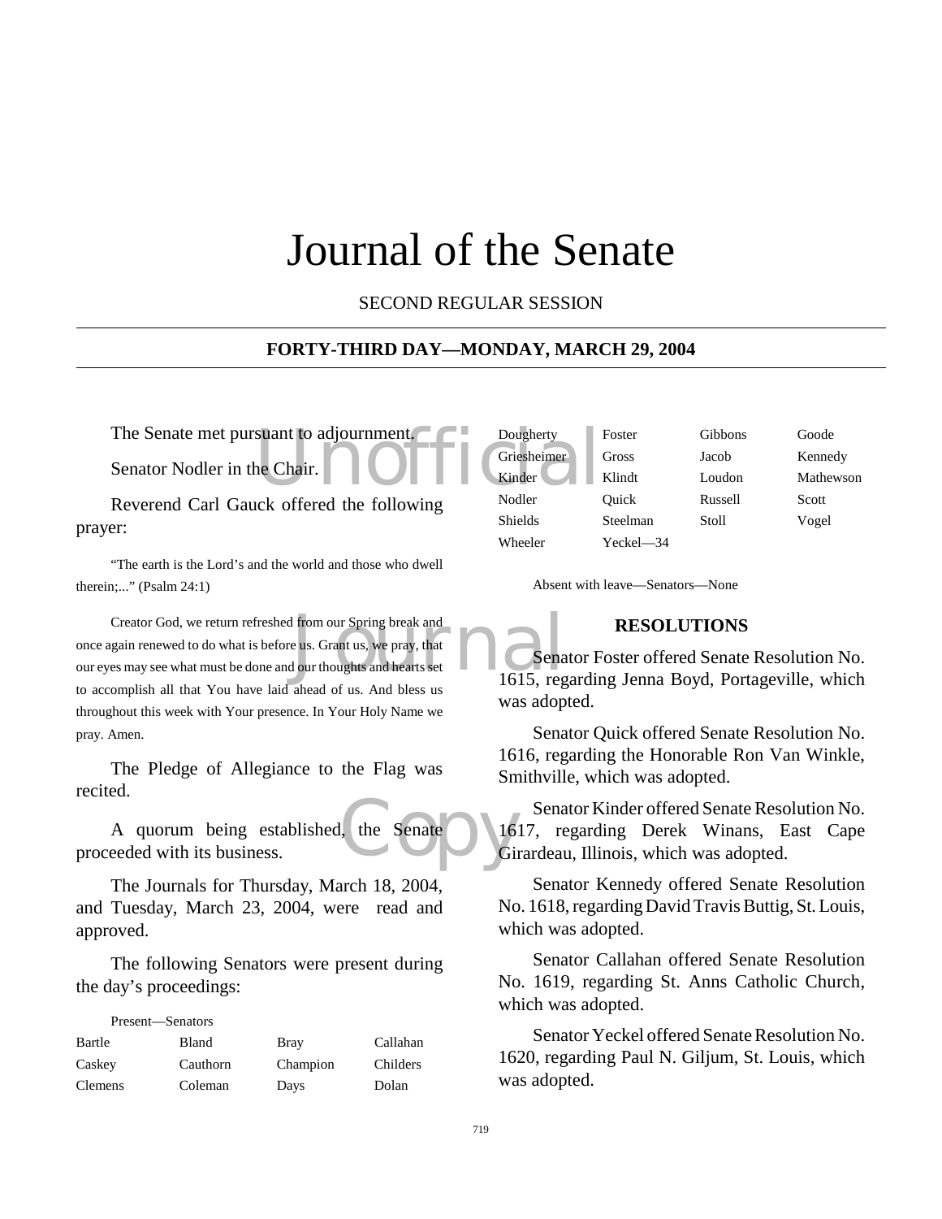# Journal of the Senate

SECOND REGULAR SESSION

## FORTY-THIRD DAY—MONDAY, MARCH 29, 2004

The Senate met pursuant to adjournment.

Senator Nodler in the Chair.

Reverend Carl Gauck offered the following prayer:

"The earth is the Lord's and the world and those who dwell therein;..." (Psalm 24:1)

Creator God, we return refreshed from our Spring break and once again renewed to do what is before us. Grant us, we pray, that our eyes may see what must be done and our thoughts and hearts set to accomplish all that You have laid ahead of us. And bless us throughout this week with Your presence. In Your Holy Name we pray. Amen.

The Pledge of Allegiance to the Flag was recited.

A quorum being established, the Senate proceeded with its business.

The Journals for Thursday, March 18, 2004, and Tuesday, March 23, 2004, were read and approved.

The following Senators were present during the day's proceedings:

Present—Senators

| | | | |
|---|---|---|---|
| Bartle | Bland | Bray | Callahan |
| Caskey | Cauthorn | Champion | Childers |
| Clemens | Coleman | Days | Dolan |
| Dougherty | Foster | Gibbons | Goode |
| Griesheimer | Gross | Jacob | Kennedy |
| Kinder | Klindt | Loudon | Mathewson |
| Nodler | Quick | Russell | Scott |
| Shields | Steelman | Stoll | Vogel |
| Wheeler | Yeckel—34 | | |

Absent with leave—Senators—None

### RESOLUTIONS

Senator Foster offered Senate Resolution No. 1615, regarding Jenna Boyd, Portageville, which was adopted.

Senator Quick offered Senate Resolution No. 1616, regarding the Honorable Ron Van Winkle, Smithville, which was adopted.

Senator Kinder offered Senate Resolution No. 1617, regarding Derek Winans, East Cape Girardeau, Illinois, which was adopted.

Senator Kennedy offered Senate Resolution No. 1618, regarding David Travis Buttig, St. Louis, which was adopted.

Senator Callahan offered Senate Resolution No. 1619, regarding St. Anns Catholic Church, which was adopted.

Senator Yeckel offered Senate Resolution No. 1620, regarding Paul N. Giljum, St. Louis, which was adopted.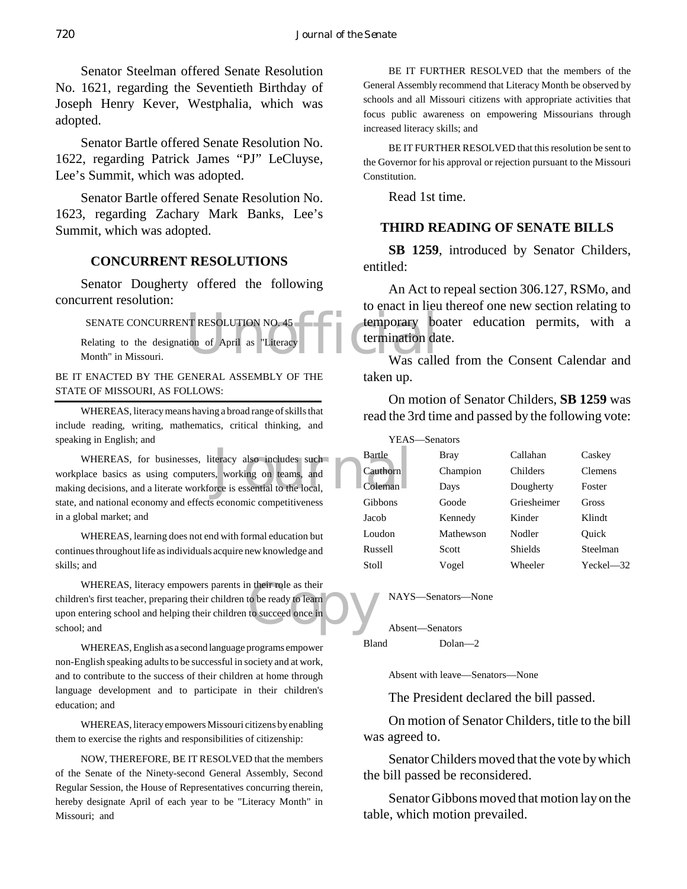Senator Steelman offered Senate Resolution No. 1621, regarding the Seventieth Birthday of Joseph Henry Kever, Westphalia, which was adopted.

Senator Bartle offered Senate Resolution No. 1622, regarding Patrick James "PJ" LeCluyse, Lee's Summit, which was adopted.

Senator Bartle offered Senate Resolution No. 1623, regarding Zachary Mark Banks, Lee's Summit, which was adopted.

## CONCURRENT RESOLUTIONS

Senator Dougherty offered the following concurrent resolution:

SENATE CONCURRENT RESOLUTION NO. 45

Relating to the designation of April as "Literacy Month" in Missouri.

BE IT ENACTED BY THE GENERAL ASSEMBLY OF THE STATE OF MISSOURI, AS FOLLOWS:

WHEREAS, literacy means having a broad range of skills that include reading, writing, mathematics, critical thinking, and speaking in English; and

WHEREAS, for businesses, literacy also includes such workplace basics as using computers, working on teams, and making decisions, and a literate workforce is essential to the local, state, and national economy and effects economic competitiveness in a global market; and

WHEREAS, learning does not end with formal education but continues throughout life as individuals acquire new knowledge and skills; and

WHEREAS, literacy empowers parents in their role as their children's first teacher, preparing their children to be ready to learn upon entering school and helping their children to succeed once in school; and

WHEREAS, English as a second language programs empower non-English speaking adults to be successful in society and at work, and to contribute to the success of their children at home through language development and to participate in their children's education; and

WHEREAS, literacy empowers Missouri citizens by enabling them to exercise the rights and responsibilities of citizenship:

NOW, THEREFORE, BE IT RESOLVED that the members of the Senate of the Ninety-second General Assembly, Second Regular Session, the House of Representatives concurring therein, hereby designate April of each year to be "Literacy Month" in Missouri; and

BE IT FURTHER RESOLVED that the members of the General Assembly recommend that Literacy Month be observed by schools and all Missouri citizens with appropriate activities that focus public awareness on empowering Missourians through increased literacy skills; and

BE IT FURTHER RESOLVED that this resolution be sent to the Governor for his approval or rejection pursuant to the Missouri Constitution.

Read 1st time.

## THIRD READING OF SENATE BILLS

**SB 1259**, introduced by Senator Childers, entitled:

An Act to repeal section 306.127, RSMo, and to enact in lieu thereof one new section relating to temporary boater education permits, with a termination date.

Was called from the Consent Calendar and taken up.

On motion of Senator Childers, **SB 1259** was read the 3rd time and passed by the following vote:

YEAS—Senators

| | | | |
|---|---|---|---|
| Bartle | Bray | Callahan | Caskey |
| Cauthorn | Champion | Childers | Clemens |
| Coleman | Days | Dougherty | Foster |
| Gibbons | Goode | Griesheimer | Gross |
| Jacob | Kennedy | Kinder | Klindt |
| Loudon | Mathewson | Nodler | Quick |
| Russell | Scott | Shields | Steelman |
| Stoll | Vogel | Wheeler | Yeckel—32 |

NAYS—Senators—None

Absent—Senators

Bland Dolan—2

Absent with leave—Senators—None

The President declared the bill passed.

On motion of Senator Childers, title to the bill was agreed to.

Senator Childers moved that the vote by which the bill passed be reconsidered.

Senator Gibbons moved that motion lay on the table, which motion prevailed.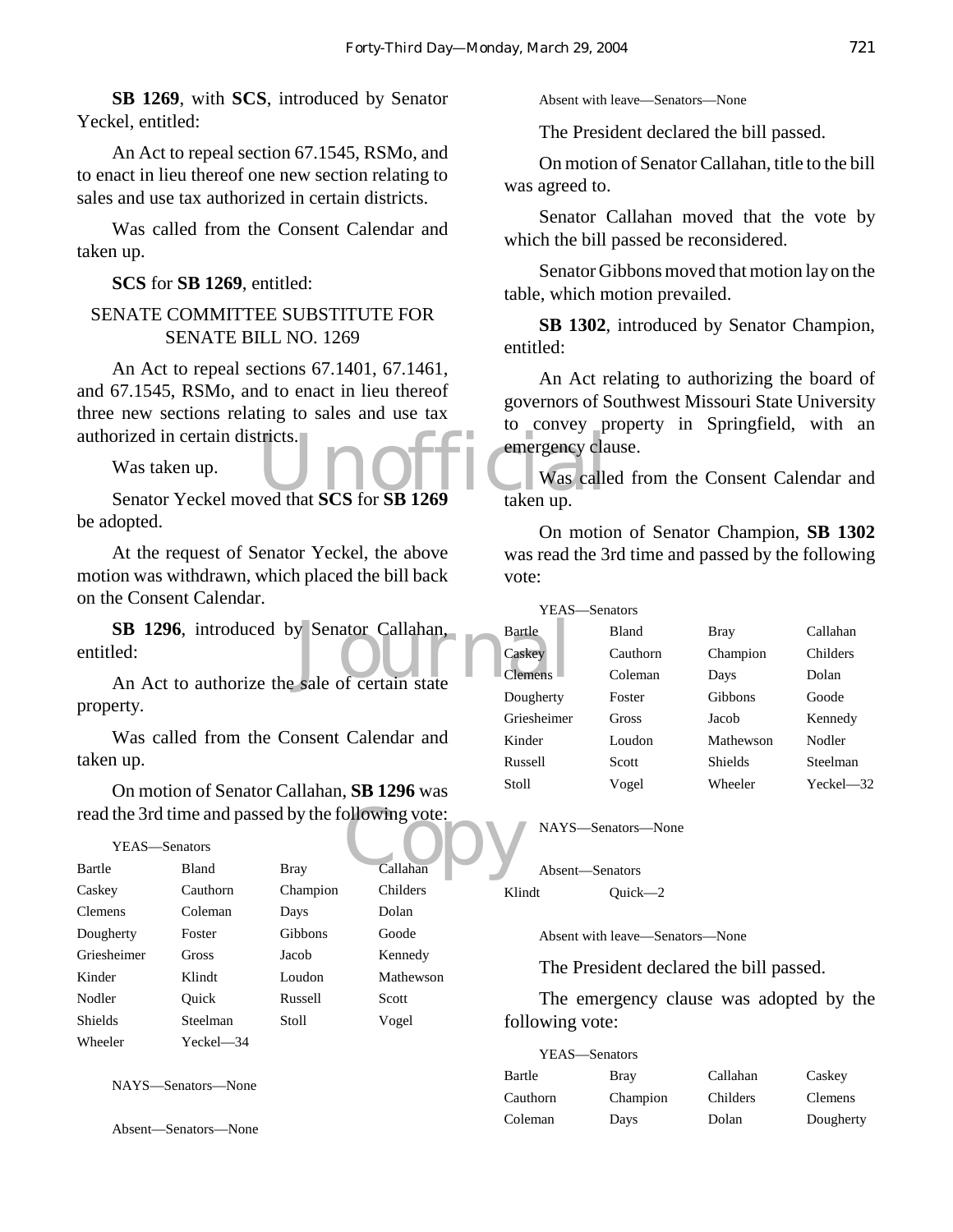**SB 1269**, with **SCS**, introduced by Senator Yeckel, entitled:

An Act to repeal section 67.1545, RSMo, and to enact in lieu thereof one new section relating to sales and use tax authorized in certain districts.

Was called from the Consent Calendar and taken up.

**SCS** for **SB 1269**, entitled:

SENATE COMMITTEE SUBSTITUTE FOR SENATE BILL NO. 1269

An Act to repeal sections 67.1401, 67.1461, and 67.1545, RSMo, and to enact in lieu thereof three new sections relating to sales and use tax authorized in certain districts.

Was taken up.

Senator Yeckel moved that **SCS** for **SB 1269** be adopted.

At the request of Senator Yeckel, the above motion was withdrawn, which placed the bill back on the Consent Calendar.

**SB 1296**, introduced by Senator Callahan, entitled:

An Act to authorize the sale of certain state property.

Was called from the Consent Calendar and taken up.

On motion of Senator Callahan, **SB 1296** was read the 3rd time and passed by the following vote:

YEAS—Senators

| | | | |
|---|---|---|---|
| Bartle | Bland | Bray | Callahan |
| Caskey | Cauthorn | Champion | Childers |
| Clemens | Coleman | Days | Dolan |
| Dougherty | Foster | Gibbons | Goode |
| Griesheimer | Gross | Jacob | Kennedy |
| Kinder | Klindt | Loudon | Mathewson |
| Nodler | Quick | Russell | Scott |
| Shields | Steelman | Stoll | Vogel |
| Wheeler | Yeckel—34 | | |

NAYS—Senators—None

Absent—Senators—None

Absent with leave—Senators—None

The President declared the bill passed.

On motion of Senator Callahan, title to the bill was agreed to.

Senator Callahan moved that the vote by which the bill passed be reconsidered.

Senator Gibbons moved that motion lay on the table, which motion prevailed.

**SB 1302**, introduced by Senator Champion, entitled:

An Act relating to authorizing the board of governors of Southwest Missouri State University to convey property in Springfield, with an emergency clause.

Was called from the Consent Calendar and taken up.

On motion of Senator Champion, **SB 1302** was read the 3rd time and passed by the following vote:

YEAS—Senators

| | | | |
|---|---|---|---|
| Bartle | Bland | Bray | Callahan |
| Caskey | Cauthorn | Champion | Childers |
| Clemens | Coleman | Days | Dolan |
| Dougherty | Foster | Gibbons | Goode |
| Griesheimer | Gross | Jacob | Kennedy |
| Kinder | Loudon | Mathewson | Nodler |
| Russell | Scott | Shields | Steelman |
| Stoll | Vogel | Wheeler | Yeckel—32 |

NAYS—Senators—None

Absent—Senators

| | |
|---|---|
| Klindt | Quick—2 |

Absent with leave—Senators—None

The President declared the bill passed.

The emergency clause was adopted by the following vote:

YEAS—Senators

| | | | |
|---|---|---|---|
| Bartle | Bray | Callahan | Caskey |
| Cauthorn | Champion | Childers | Clemens |
| Coleman | Days | Dolan | Dougherty |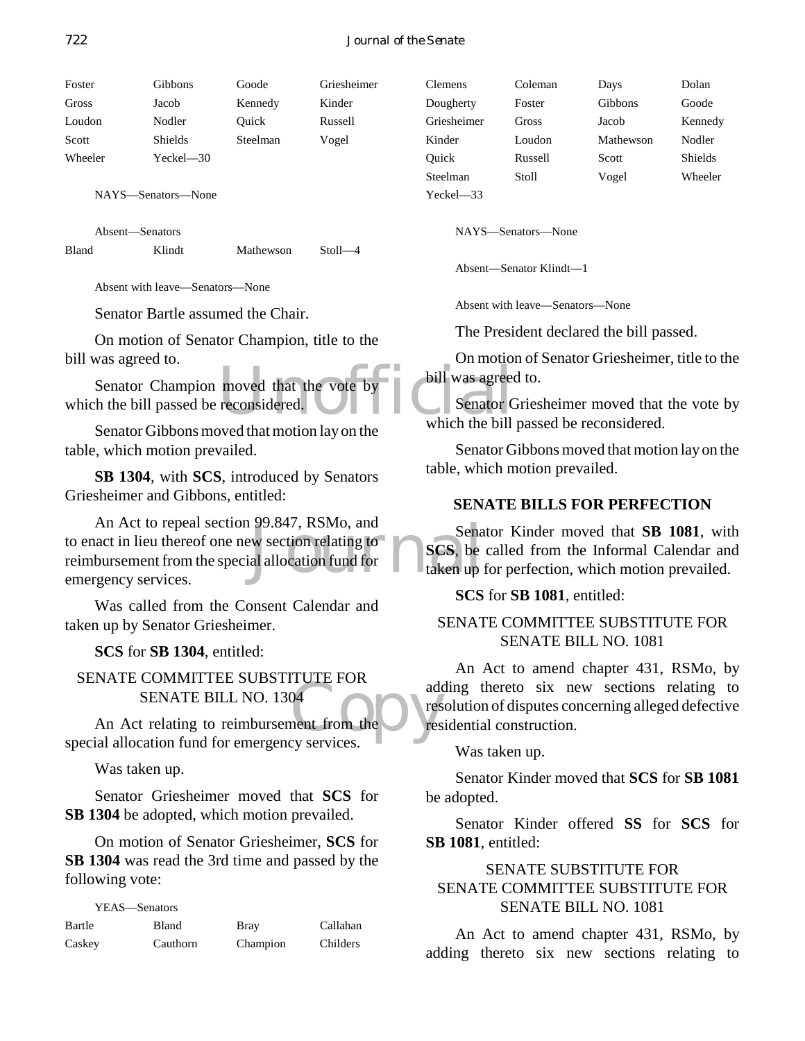| Foster | Gibbons | Goode | Griesheimer |
|---|---|---|---|
| Gross | Jacob | Kennedy | Kinder |
| Loudon | Nodler | Quick | Russell |
| Scott | Shields | Steelman | Vogel |
| Wheeler | Yeckel—30 | | |

NAYS—Senators—None

Absent—Senators

| Bland | Klindt | Mathewson | Stoll—4 |
|---|---|---|---|

Absent with leave—Senators—None

Senator Bartle assumed the Chair.

On motion of Senator Champion, title to the bill was agreed to.

Senator Champion moved that the vote by which the bill passed be reconsidered.

Senator Gibbons moved that motion lay on the table, which motion prevailed.

**SB 1304**, with **SCS**, introduced by Senators Griesheimer and Gibbons, entitled:

An Act to repeal section 99.847, RSMo, and to enact in lieu thereof one new section relating to reimbursement from the special allocation fund for emergency services.

Was called from the Consent Calendar and taken up by Senator Griesheimer.

**SCS** for **SB 1304**, entitled:

SENATE COMMITTEE SUBSTITUTE FOR SENATE BILL NO. 1304

An Act relating to reimbursement from the special allocation fund for emergency services.

Was taken up.

Senator Griesheimer moved that **SCS** for **SB 1304** be adopted, which motion prevailed.

On motion of Senator Griesheimer, **SCS** for **SB 1304** was read the 3rd time and passed by the following vote:

YEAS—Senators

| Bartle | Bland | Bray | Callahan |
|---|---|---|---|
| Caskey | Cauthorn | Champion | Childers |
| Clemens | Coleman | Days | Dolan |
| Dougherty | Foster | Gibbons | Goode |
| Griesheimer | Gross | Jacob | Kennedy |
| Kinder | Loudon | Mathewson | Nodler |
| Quick | Russell | Scott | Shields |
| Steelman | Stoll | Vogel | Wheeler |
| Yeckel—33 | | | |

NAYS—Senators—None

Absent—Senator Klindt—1

Absent with leave—Senators—None

The President declared the bill passed.

On motion of Senator Griesheimer, title to the bill was agreed to.

Senator Griesheimer moved that the vote by which the bill passed be reconsidered.

Senator Gibbons moved that motion lay on the table, which motion prevailed.

## SENATE BILLS FOR PERFECTION

Senator Kinder moved that **SB 1081**, with **SCS**, be called from the Informal Calendar and taken up for perfection, which motion prevailed.

**SCS** for **SB 1081**, entitled:

SENATE COMMITTEE SUBSTITUTE FOR SENATE BILL NO. 1081

An Act to amend chapter 431, RSMo, by adding thereto six new sections relating to resolution of disputes concerning alleged defective residential construction.

Was taken up.

Senator Kinder moved that **SCS** for **SB 1081** be adopted.

Senator Kinder offered **SS** for **SCS** for **SB 1081**, entitled:

SENATE SUBSTITUTE FOR SENATE COMMITTEE SUBSTITUTE FOR SENATE BILL NO. 1081

An Act to amend chapter 431, RSMo, by adding thereto six new sections relating to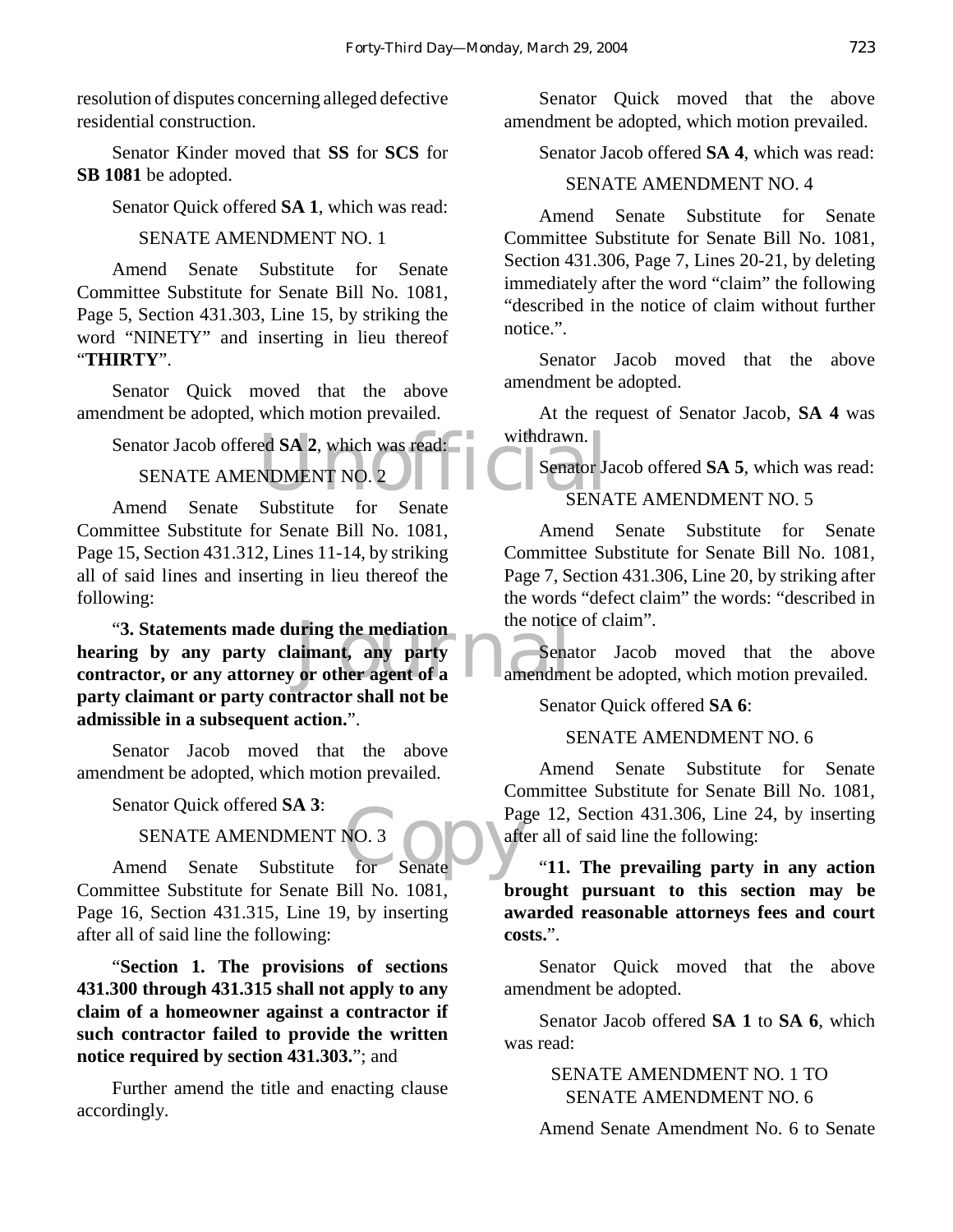resolution of disputes concerning alleged defective residential construction.

Senator Kinder moved that **SS** for **SCS** for **SB 1081** be adopted.

Senator Quick offered **SA 1**, which was read:

SENATE AMENDMENT NO. 1

Amend Senate Substitute for Senate Committee Substitute for Senate Bill No. 1081, Page 5, Section 431.303, Line 15, by striking the word "NINETY" and inserting in lieu thereof "**THIRTY**".

Senator Quick moved that the above amendment be adopted, which motion prevailed.

Senator Jacob offered **SA 2**, which was read:

SENATE AMENDMENT NO. 2

Amend Senate Substitute for Senate Committee Substitute for Senate Bill No. 1081, Page 15, Section 431.312, Lines 11-14, by striking all of said lines and inserting in lieu thereof the following:

"**3. Statements made during the mediation hearing by any party claimant, any party contractor, or any attorney or other agent of a party claimant or party contractor shall not be admissible in a subsequent action.**".

Senator Jacob moved that the above amendment be adopted, which motion prevailed.

Senator Quick offered **SA 3**:

SENATE AMENDMENT NO. 3

Amend Senate Substitute for Senate Committee Substitute for Senate Bill No. 1081, Page 16, Section 431.315, Line 19, by inserting after all of said line the following:

"**Section 1. The provisions of sections 431.300 through 431.315 shall not apply to any claim of a homeowner against a contractor if such contractor failed to provide the written notice required by section 431.303.**"; and

Further amend the title and enacting clause accordingly.

Senator Quick moved that the above amendment be adopted, which motion prevailed.

Senator Jacob offered **SA 4**, which was read:

SENATE AMENDMENT NO. 4

Amend Senate Substitute for Senate Committee Substitute for Senate Bill No. 1081, Section 431.306, Page 7, Lines 20-21, by deleting immediately after the word "claim" the following "described in the notice of claim without further notice.".

Senator Jacob moved that the above amendment be adopted.

At the request of Senator Jacob, **SA 4** was withdrawn.

Senator Jacob offered **SA 5**, which was read:

SENATE AMENDMENT NO. 5

Amend Senate Substitute for Senate Committee Substitute for Senate Bill No. 1081, Page 7, Section 431.306, Line 20, by striking after the words "defect claim" the words: "described in the notice of claim".

Senator Jacob moved that the above amendment be adopted, which motion prevailed.

Senator Quick offered **SA 6**:

SENATE AMENDMENT NO. 6

Amend Senate Substitute for Senate Committee Substitute for Senate Bill No. 1081, Page 12, Section 431.306, Line 24, by inserting after all of said line the following:

"**11. The prevailing party in any action brought pursuant to this section may be awarded reasonable attorneys fees and court costs.**".

Senator Quick moved that the above amendment be adopted.

Senator Jacob offered **SA 1** to **SA 6**, which was read:

SENATE AMENDMENT NO. 1 TO SENATE AMENDMENT NO. 6

Amend Senate Amendment No. 6 to Senate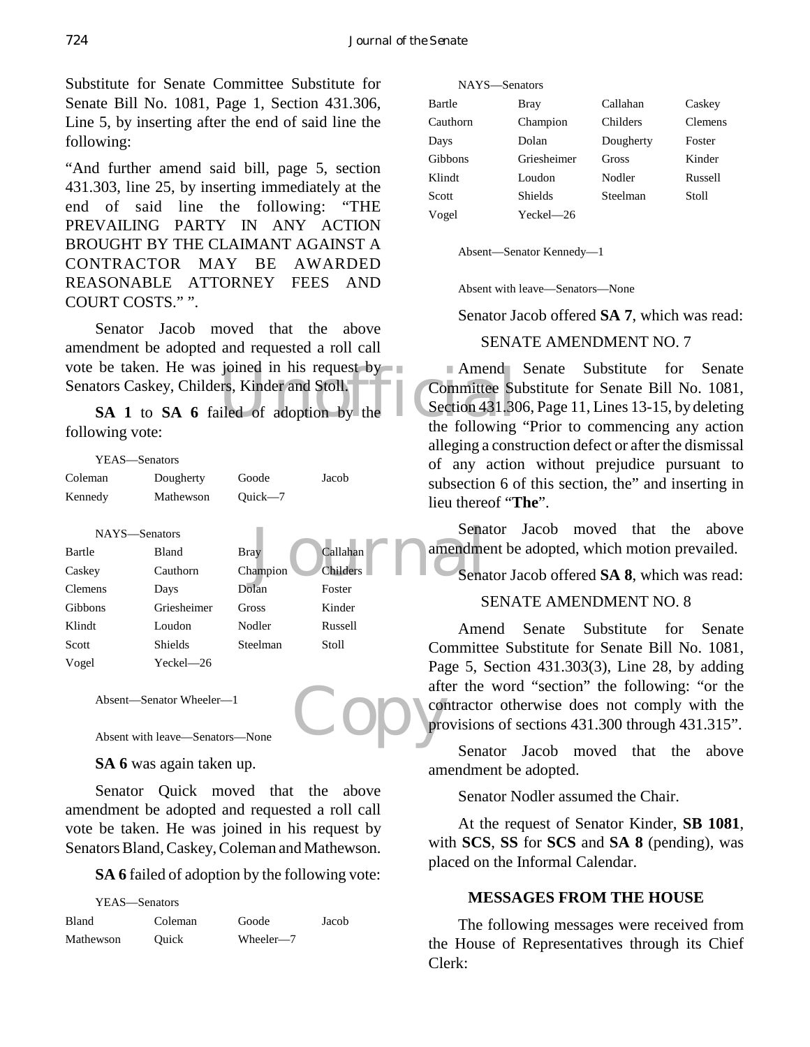Substitute for Senate Committee Substitute for Senate Bill No. 1081, Page 1, Section 431.306, Line 5, by inserting after the end of said line the following:

"And further amend said bill, page 5, section 431.303, line 25, by inserting immediately at the end of said line the following: "THE PREVAILING PARTY IN ANY ACTION BROUGHT BY THE CLAIMANT AGAINST A CONTRACTOR MAY BE AWARDED REASONABLE ATTORNEY FEES AND COURT COSTS." ".

Senator Jacob moved that the above amendment be adopted and requested a roll call vote be taken. He was joined in his request by Senators Caskey, Childers, Kinder and Stoll.

**SA 1** to **SA 6** failed of adoption by the following vote:

YEAS—Senators

| | | | |
|---|---|---|---|
| Coleman | Dougherty | Goode | Jacob |
| Kennedy | Mathewson | Quick—7 | |

NAYS—Senators

| | | | |
|---|---|---|---|
| Bartle | Bland | Bray | Callahan |
| Caskey | Cauthorn | Champion | Childers |
| Clemens | Days | Dolan | Foster |
| Gibbons | Griesheimer | Gross | Kinder |
| Klindt | Loudon | Nodler | Russell |
| Scott | Shields | Steelman | Stoll |
| Vogel | Yeckel—26 | | |

Absent—Senator Wheeler—1

Absent with leave—Senators—None

**SA 6** was again taken up.

Senator Quick moved that the above amendment be adopted and requested a roll call vote be taken. He was joined in his request by Senators Bland, Caskey, Coleman and Mathewson.

**SA 6** failed of adoption by the following vote:

YEAS—Senators

| | | | |
|---|---|---|---|
| Bland | Coleman | Goode | Jacob |
| Mathewson | Quick | Wheeler—7 | |

NAYS—Senators

| | | | |
|---|---|---|---|
| Bartle | Bray | Callahan | Caskey |
| Cauthorn | Champion | Childers | Clemens |
| Days | Dolan | Dougherty | Foster |
| Gibbons | Griesheimer | Gross | Kinder |
| Klindt | Loudon | Nodler | Russell |
| Scott | Shields | Steelman | Stoll |
| Vogel | Yeckel—26 | | |

Absent—Senator Kennedy—1

Absent with leave—Senators—None

Senator Jacob offered **SA 7**, which was read:

SENATE AMENDMENT NO. 7

Amend Senate Substitute for Senate Committee Substitute for Senate Bill No. 1081, Section 431.306, Page 11, Lines 13-15, by deleting the following "Prior to commencing any action alleging a construction defect or after the dismissal of any action without prejudice pursuant to subsection 6 of this section, the" and inserting in lieu thereof "**The**".

Senator Jacob moved that the above amendment be adopted, which motion prevailed.

Senator Jacob offered **SA 8**, which was read:

SENATE AMENDMENT NO. 8

Amend Senate Substitute for Senate Committee Substitute for Senate Bill No. 1081, Page 5, Section 431.303(3), Line 28, by adding after the word "section" the following: "or the contractor otherwise does not comply with the provisions of sections 431.300 through 431.315".

Senator Jacob moved that the above amendment be adopted.

Senator Nodler assumed the Chair.

At the request of Senator Kinder, **SB 1081**, with **SCS**, **SS** for **SCS** and **SA 8** (pending), was placed on the Informal Calendar.

**MESSAGES FROM THE HOUSE**

The following messages were received from the House of Representatives through its Chief Clerk: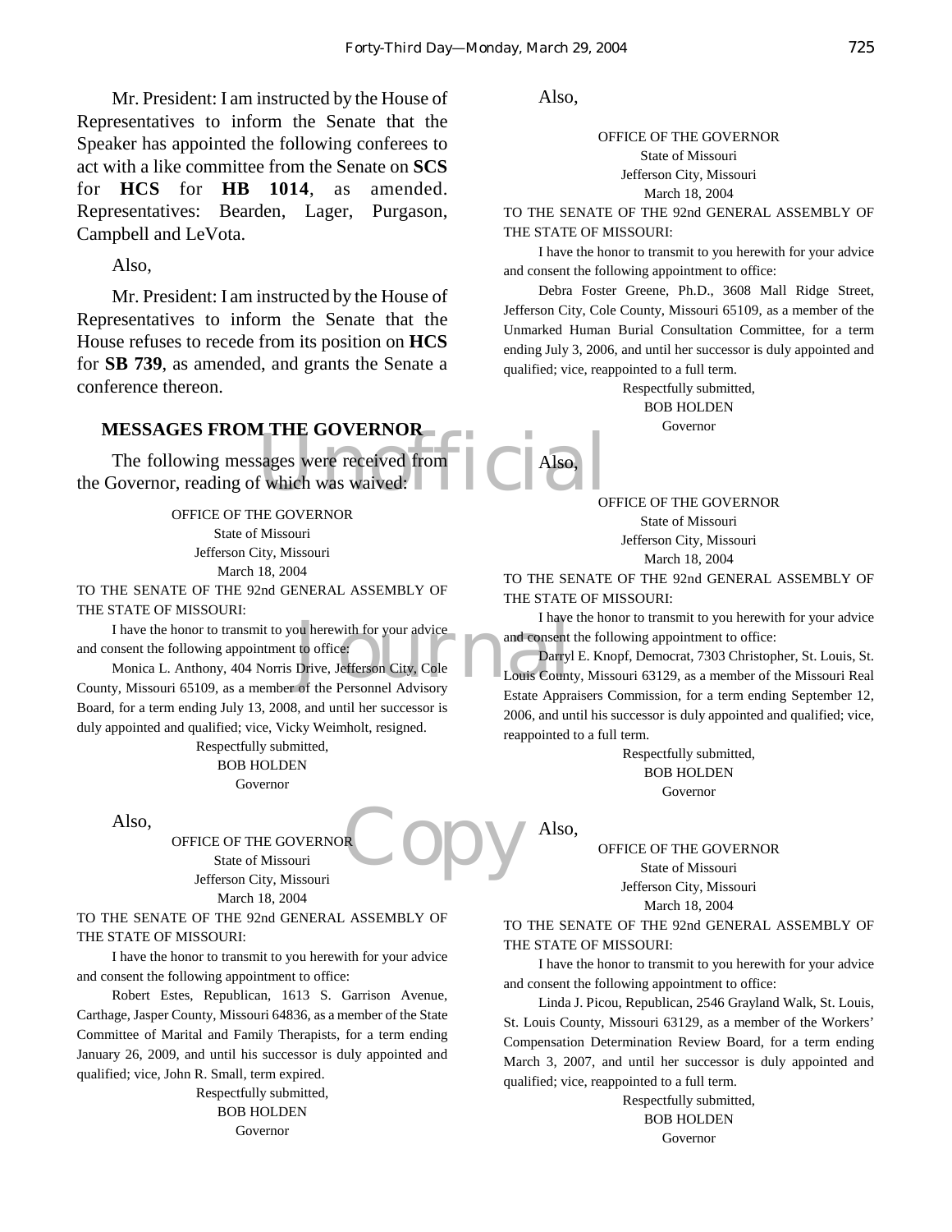Mr. President: I am instructed by the House of Representatives to inform the Senate that the Speaker has appointed the following conferees to act with a like committee from the Senate on **SCS** for **HCS** for **HB 1014**, as amended. Representatives: Bearden, Lager, Purgason, Campbell and LeVota.

Also,

Mr. President: I am instructed by the House of Representatives to inform the Senate that the House refuses to recede from its position on **HCS** for **SB 739**, as amended, and grants the Senate a conference thereon.

## MESSAGES FROM THE GOVERNOR

The following messages were received from the Governor, reading of which was waived:

OFFICE OF THE GOVERNOR
State of Missouri
Jefferson City, Missouri
March 18, 2004

TO THE SENATE OF THE 92nd GENERAL ASSEMBLY OF THE STATE OF MISSOURI:

I have the honor to transmit to you herewith for your advice and consent the following appointment to office:

Monica L. Anthony, 404 Norris Drive, Jefferson City, Cole County, Missouri 65109, as a member of the Personnel Advisory Board, for a term ending July 13, 2008, and until her successor is duly appointed and qualified; vice, Vicky Weimholt, resigned.

Respectfully submitted,
BOB HOLDEN
Governor

Also,

OFFICE OF THE GOVERNOR
State of Missouri
Jefferson City, Missouri
March 18, 2004

TO THE SENATE OF THE 92nd GENERAL ASSEMBLY OF THE STATE OF MISSOURI:

I have the honor to transmit to you herewith for your advice and consent the following appointment to office:

Robert Estes, Republican, 1613 S. Garrison Avenue, Carthage, Jasper County, Missouri 64836, as a member of the State Committee of Marital and Family Therapists, for a term ending January 26, 2009, and until his successor is duly appointed and qualified; vice, John R. Small, term expired.

Respectfully submitted,
BOB HOLDEN
Governor

Also,

OFFICE OF THE GOVERNOR
State of Missouri
Jefferson City, Missouri
March 18, 2004

TO THE SENATE OF THE 92nd GENERAL ASSEMBLY OF THE STATE OF MISSOURI:

I have the honor to transmit to you herewith for your advice and consent the following appointment to office:

Debra Foster Greene, Ph.D., 3608 Mall Ridge Street, Jefferson City, Cole County, Missouri 65109, as a member of the Unmarked Human Burial Consultation Committee, for a term ending July 3, 2006, and until her successor is duly appointed and qualified; vice, reappointed to a full term.

Respectfully submitted,
BOB HOLDEN
Governor

Also,

OFFICE OF THE GOVERNOR
State of Missouri
Jefferson City, Missouri
March 18, 2004

TO THE SENATE OF THE 92nd GENERAL ASSEMBLY OF THE STATE OF MISSOURI:

I have the honor to transmit to you herewith for your advice and consent the following appointment to office:

Darryl E. Knopf, Democrat, 7303 Christopher, St. Louis, St. Louis County, Missouri 63129, as a member of the Missouri Real Estate Appraisers Commission, for a term ending September 12, 2006, and until his successor is duly appointed and qualified; vice, reappointed to a full term.

Respectfully submitted,
BOB HOLDEN
Governor

Also,

OFFICE OF THE GOVERNOR
State of Missouri
Jefferson City, Missouri
March 18, 2004

TO THE SENATE OF THE 92nd GENERAL ASSEMBLY OF THE STATE OF MISSOURI:

I have the honor to transmit to you herewith for your advice and consent the following appointment to office:

Linda J. Picou, Republican, 2546 Grayland Walk, St. Louis, St. Louis County, Missouri 63129, as a member of the Workers' Compensation Determination Review Board, for a term ending March 3, 2007, and until her successor is duly appointed and qualified; vice, reappointed to a full term.

Respectfully submitted,
BOB HOLDEN
Governor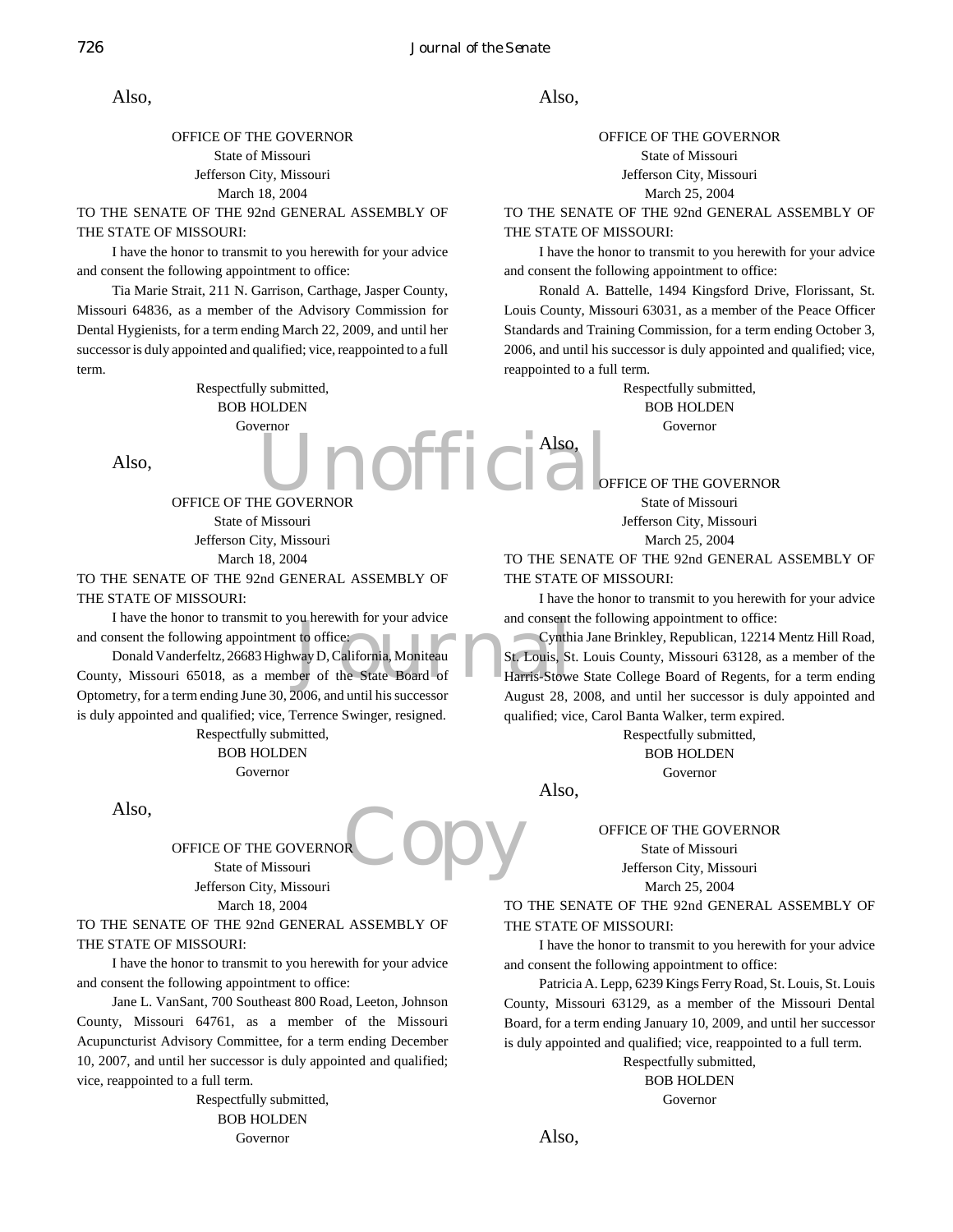Also,

OFFICE OF THE GOVERNOR
State of Missouri
Jefferson City, Missouri
March 18, 2004

TO THE SENATE OF THE 92nd GENERAL ASSEMBLY OF THE STATE OF MISSOURI:

I have the honor to transmit to you herewith for your advice and consent the following appointment to office:

Tia Marie Strait, 211 N. Garrison, Carthage, Jasper County, Missouri 64836, as a member of the Advisory Commission for Dental Hygienists, for a term ending March 22, 2009, and until her successor is duly appointed and qualified; vice, reappointed to a full term.

Respectfully submitted,
BOB HOLDEN
Governor

Also,

OFFICE OF THE GOVERNOR
State of Missouri
Jefferson City, Missouri
March 18, 2004

TO THE SENATE OF THE 92nd GENERAL ASSEMBLY OF THE STATE OF MISSOURI:

I have the honor to transmit to you herewith for your advice and consent the following appointment to office:

Donald Vanderfeltz, 26683 Highway D, California, Moniteau County, Missouri 65018, as a member of the State Board of Optometry, for a term ending June 30, 2006, and until his successor is duly appointed and qualified; vice, Terrence Swinger, resigned.

Respectfully submitted,
BOB HOLDEN
Governor

Also,

OFFICE OF THE GOVERNOR
State of Missouri
Jefferson City, Missouri
March 18, 2004

TO THE SENATE OF THE 92nd GENERAL ASSEMBLY OF THE STATE OF MISSOURI:

I have the honor to transmit to you herewith for your advice and consent the following appointment to office:

Jane L. VanSant, 700 Southeast 800 Road, Leeton, Johnson County, Missouri 64761, as a member of the Missouri Acupuncturist Advisory Committee, for a term ending December 10, 2007, and until her successor is duly appointed and qualified; vice, reappointed to a full term.

Respectfully submitted,
BOB HOLDEN
Governor

Also,

OFFICE OF THE GOVERNOR
State of Missouri
Jefferson City, Missouri
March 25, 2004

TO THE SENATE OF THE 92nd GENERAL ASSEMBLY OF THE STATE OF MISSOURI:

I have the honor to transmit to you herewith for your advice and consent the following appointment to office:

Ronald A. Battelle, 1494 Kingsford Drive, Florissant, St. Louis County, Missouri 63031, as a member of the Peace Officer Standards and Training Commission, for a term ending October 3, 2006, and until his successor is duly appointed and qualified; vice, reappointed to a full term.

Respectfully submitted,
BOB HOLDEN
Governor

Also,

OFFICE OF THE GOVERNOR
State of Missouri
Jefferson City, Missouri
March 25, 2004

TO THE SENATE OF THE 92nd GENERAL ASSEMBLY OF THE STATE OF MISSOURI:

I have the honor to transmit to you herewith for your advice and consent the following appointment to office:

Cynthia Jane Brinkley, Republican, 12214 Mentz Hill Road, St. Louis, St. Louis County, Missouri 63128, as a member of the Harris-Stowe State College Board of Regents, for a term ending August 28, 2008, and until her successor is duly appointed and qualified; vice, Carol Banta Walker, term expired.

Respectfully submitted,
BOB HOLDEN
Governor

Also,

OFFICE OF THE GOVERNOR
State of Missouri
Jefferson City, Missouri
March 25, 2004

TO THE SENATE OF THE 92nd GENERAL ASSEMBLY OF THE STATE OF MISSOURI:

I have the honor to transmit to you herewith for your advice and consent the following appointment to office:

Patricia A. Lepp, 6239 Kings Ferry Road, St. Louis, St. Louis County, Missouri 63129, as a member of the Missouri Dental Board, for a term ending January 10, 2009, and until her successor is duly appointed and qualified; vice, reappointed to a full term.

Respectfully submitted,
BOB HOLDEN
Governor

Also,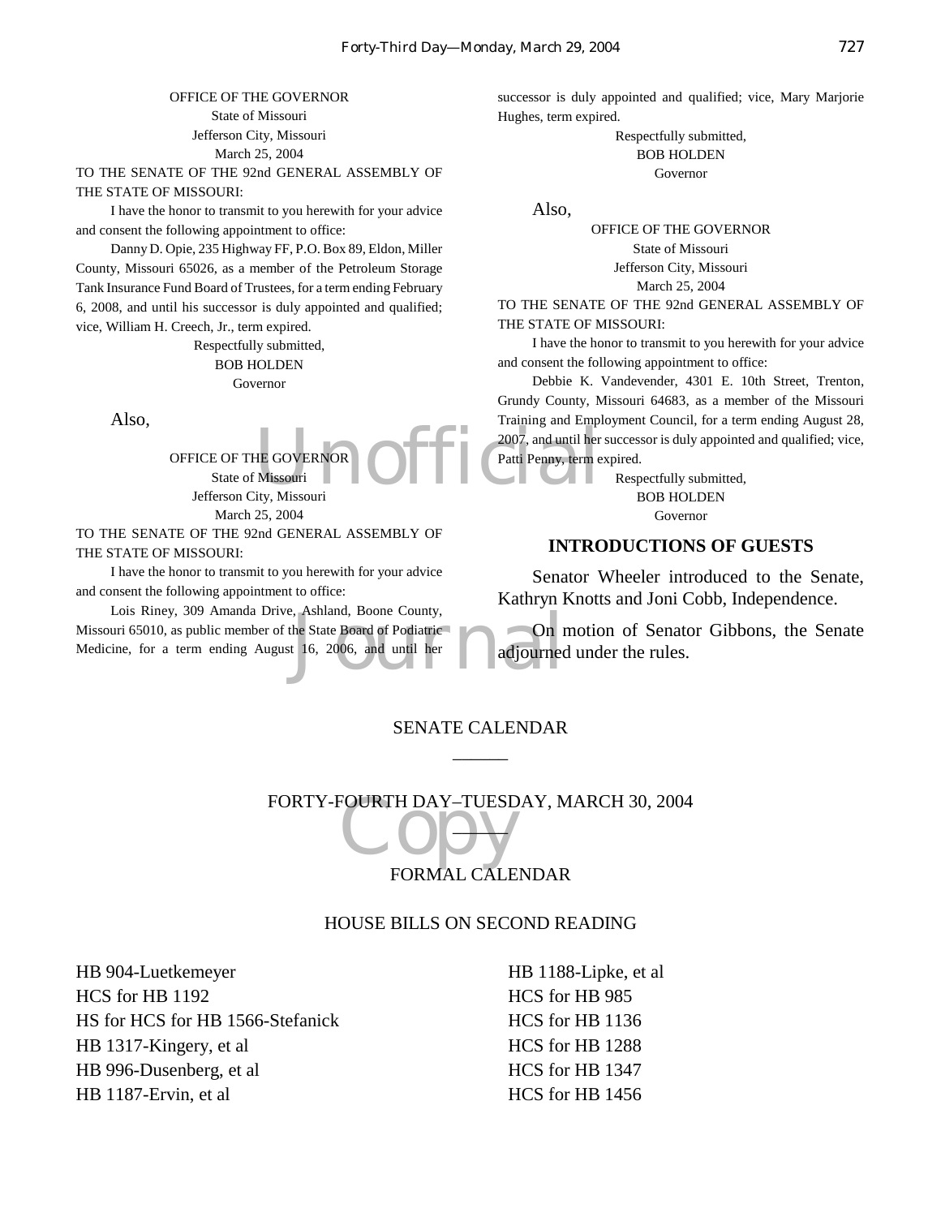OFFICE OF THE GOVERNOR
State of Missouri
Jefferson City, Missouri
March 25, 2004

TO THE SENATE OF THE 92nd GENERAL ASSEMBLY OF THE STATE OF MISSOURI:

I have the honor to transmit to you herewith for your advice and consent the following appointment to office:

Danny D. Opie, 235 Highway FF, P.O. Box 89, Eldon, Miller County, Missouri 65026, as a member of the Petroleum Storage Tank Insurance Fund Board of Trustees, for a term ending February 6, 2008, and until his successor is duly appointed and qualified; vice, William H. Creech, Jr., term expired.

Respectfully submitted,
BOB HOLDEN
Governor

Also,

OFFICE OF THE GOVERNOR
State of Missouri
Jefferson City, Missouri
March 25, 2004

TO THE SENATE OF THE 92nd GENERAL ASSEMBLY OF THE STATE OF MISSOURI:

I have the honor to transmit to you herewith for your advice and consent the following appointment to office:

Lois Riney, 309 Amanda Drive, Ashland, Boone County, Missouri 65010, as public member of the State Board of Podiatric Medicine, for a term ending August 16, 2006, and until her successor is duly appointed and qualified; vice, Mary Marjorie Hughes, term expired.

Respectfully submitted,
BOB HOLDEN
Governor

Also,

OFFICE OF THE GOVERNOR
State of Missouri
Jefferson City, Missouri
March 25, 2004

TO THE SENATE OF THE 92nd GENERAL ASSEMBLY OF THE STATE OF MISSOURI:

I have the honor to transmit to you herewith for your advice and consent the following appointment to office:

Debbie K. Vandevender, 4301 E. 10th Street, Trenton, Grundy County, Missouri 64683, as a member of the Missouri Training and Employment Council, for a term ending August 28, 2007, and until her successor is duly appointed and qualified; vice, Patti Penny, term expired.

Respectfully submitted,
BOB HOLDEN
Governor

## INTRODUCTIONS OF GUESTS

Senator Wheeler introduced to the Senate, Kathryn Knotts and Joni Cobb, Independence.

On motion of Senator Gibbons, the Senate adjourned under the rules.

## SENATE CALENDAR

______

## FORTY-FOURTH DAY–TUESDAY, MARCH 30, 2004

______

## FORMAL CALENDAR

### HOUSE BILLS ON SECOND READING

HB 904-Luetkemeyer
HCS for HB 1192
HS for HCS for HB 1566-Stefanick
HB 1317-Kingery, et al
HB 996-Dusenberg, et al
HB 1187-Ervin, et al
HB 1188-Lipke, et al
HCS for HB 985
HCS for HB 1136
HCS for HB 1288
HCS for HB 1347
HCS for HB 1456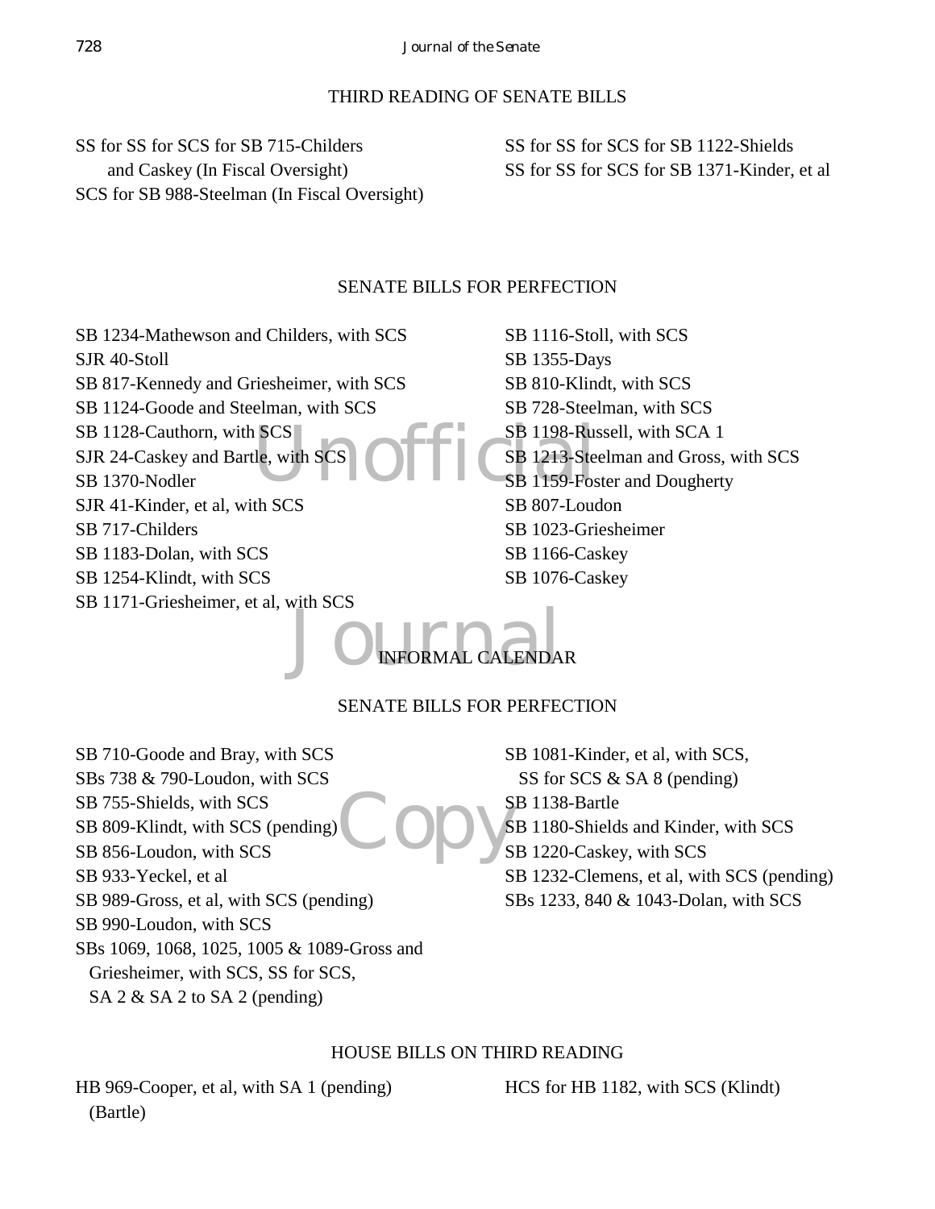## THIRD READING OF SENATE BILLS

SS for SS for SCS for SB 715-Childers and Caskey (In Fiscal Oversight)
SCS for SB 988-Steelman (In Fiscal Oversight)
SS for SS for SCS for SB 1122-Shields
SS for SS for SCS for SB 1371-Kinder, et al

## SENATE BILLS FOR PERFECTION

SB 1234-Mathewson and Childers, with SCS
SJR 40-Stoll
SB 817-Kennedy and Griesheimer, with SCS
SB 1124-Goode and Steelman, with SCS
SB 1128-Cauthorn, with SCS
SJR 24-Caskey and Bartle, with SCS
SB 1370-Nodler
SJR 41-Kinder, et al, with SCS
SB 717-Childers
SB 1183-Dolan, with SCS
SB 1254-Klindt, with SCS
SB 1171-Griesheimer, et al, with SCS
SB 1116-Stoll, with SCS
SB 1355-Days
SB 810-Klindt, with SCS
SB 728-Steelman, with SCS
SB 1198-Russell, with SCA 1
SB 1213-Steelman and Gross, with SCS
SB 1159-Foster and Dougherty
SB 807-Loudon
SB 1023-Griesheimer
SB 1166-Caskey
SB 1076-Caskey

## INFORMAL CALENDAR

## SENATE BILLS FOR PERFECTION

SB 710-Goode and Bray, with SCS
SBs 738 & 790-Loudon, with SCS
SB 755-Shields, with SCS
SB 809-Klindt, with SCS (pending)
SB 856-Loudon, with SCS
SB 933-Yeckel, et al
SB 989-Gross, et al, with SCS (pending)
SB 990-Loudon, with SCS
SBs 1069, 1068, 1025, 1005 & 1089-Gross and Griesheimer, with SCS, SS for SCS, SA 2 & SA 2 to SA 2 (pending)
SB 1081-Kinder, et al, with SCS, SS for SCS & SA 8 (pending)
SB 1138-Bartle
SB 1180-Shields and Kinder, with SCS
SB 1220-Caskey, with SCS
SB 1232-Clemens, et al, with SCS (pending)
SBs 1233, 840 & 1043-Dolan, with SCS

## HOUSE BILLS ON THIRD READING

HB 969-Cooper, et al, with SA 1 (pending) (Bartle)
HCS for HB 1182, with SCS (Klindt)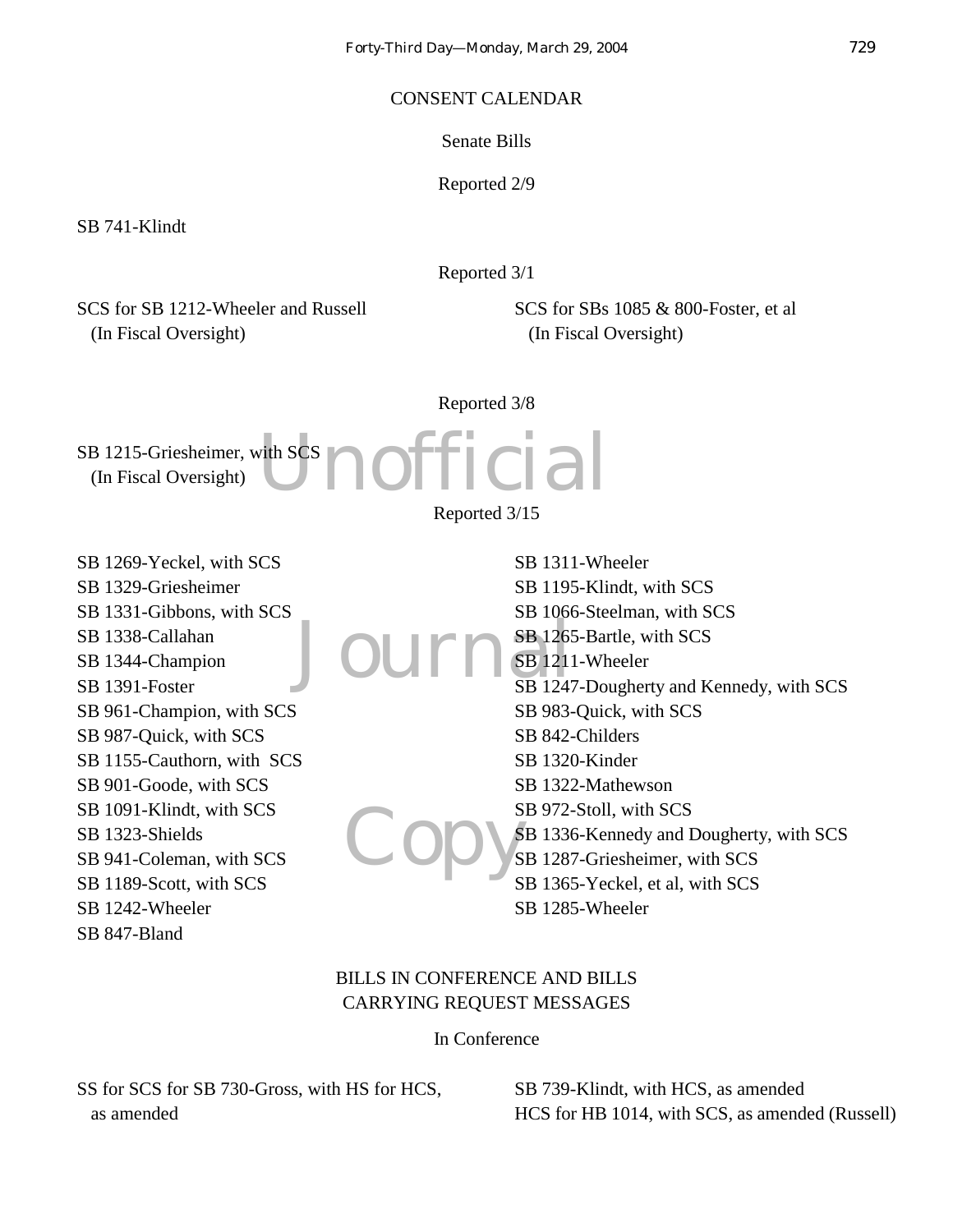## CONSENT CALENDAR

### Senate Bills

Reported 2/9

SB 741-Klindt

Reported 3/1

SCS for SB 1212-Wheeler and Russell
(In Fiscal Oversight)

SCS for SBs 1085 & 800-Foster, et al
(In Fiscal Oversight)

Reported 3/8

SB 1215-Griesheimer, with SCS
(In Fiscal Oversight)

Reported 3/15

SB 1269-Yeckel, with SCS
SB 1329-Griesheimer
SB 1331-Gibbons, with SCS
SB 1338-Callahan
SB 1344-Champion
SB 1391-Foster
SB 961-Champion, with SCS
SB 987-Quick, with SCS
SB 1155-Cauthorn, with SCS
SB 901-Goode, with SCS
SB 1091-Klindt, with SCS
SB 1323-Shields
SB 941-Coleman, with SCS
SB 1189-Scott, with SCS
SB 1242-Wheeler
SB 847-Bland
SB 1311-Wheeler
SB 1195-Klindt, with SCS
SB 1066-Steelman, with SCS
SB 1265-Bartle, with SCS
SB 1211-Wheeler
SB 1247-Dougherty and Kennedy, with SCS
SB 983-Quick, with SCS
SB 842-Childers
SB 1320-Kinder
SB 1322-Mathewson
SB 972-Stoll, with SCS
SB 1336-Kennedy and Dougherty, with SCS
SB 1287-Griesheimer, with SCS
SB 1365-Yeckel, et al, with SCS
SB 1285-Wheeler

## BILLS IN CONFERENCE AND BILLS CARRYING REQUEST MESSAGES

### In Conference

SS for SCS for SB 730-Gross, with HS for HCS, as amended
SB 739-Klindt, with HCS, as amended
HCS for HB 1014, with SCS, as amended (Russell)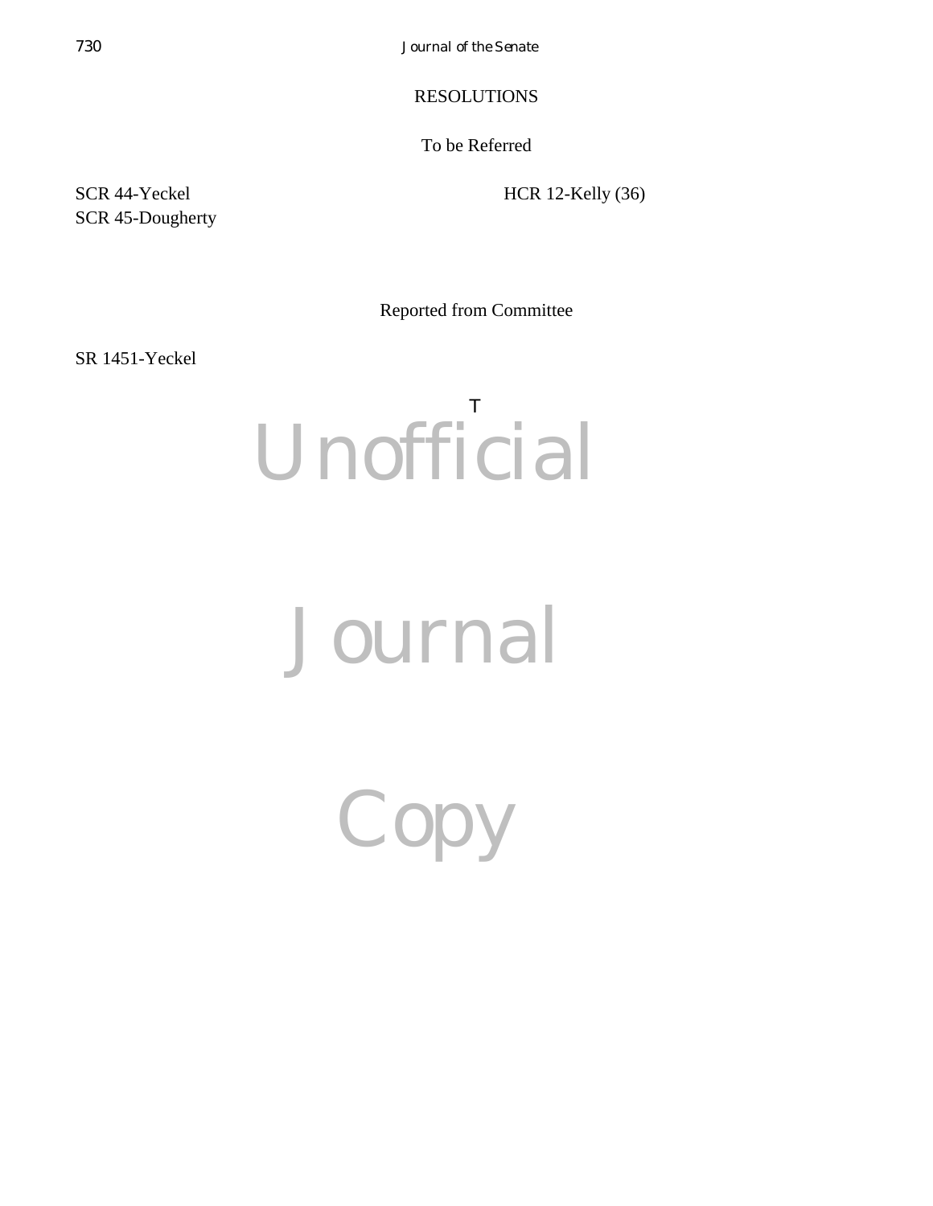## RESOLUTIONS

### To be Referred

SCR 44-Yeckel
SCR 45-Dougherty
HCR 12-Kelly (36)

### Reported from Committee

SR 1451-Yeckel

T

Unofficial

Journal

Copy